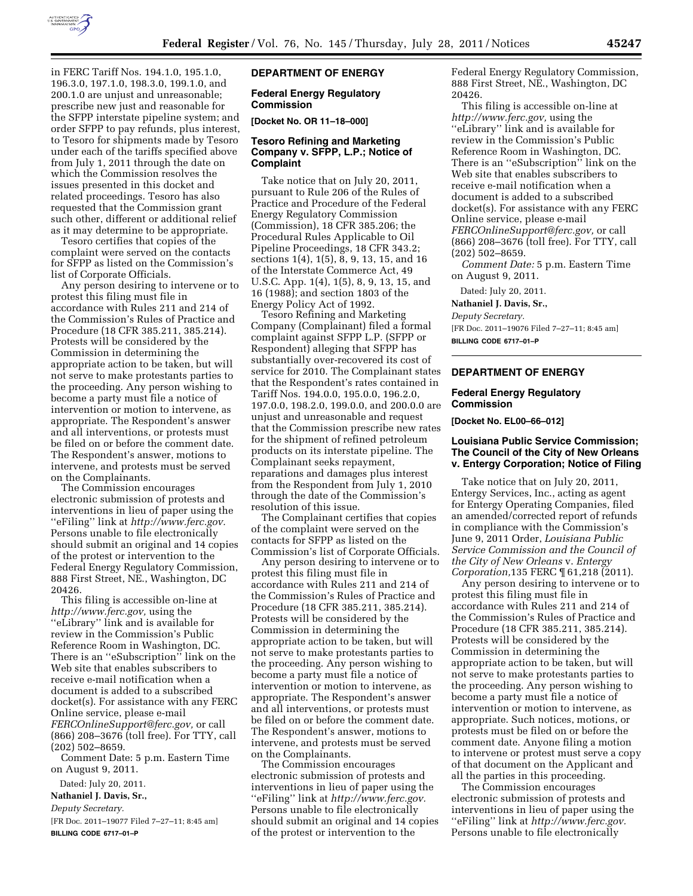in FERC Tariff Nos. 194.1.0, 195.1.0, 196.3.0, 197.1.0, 198.3.0, 199.1.0, and 200.1.0 are unjust and unreasonable; prescribe new just and reasonable for the SFPP interstate pipeline system; and order SFPP to pay refunds, plus interest, to Tesoro for shipments made by Tesoro under each of the tariffs specified above from July 1, 2011 through the date on which the Commission resolves the issues presented in this docket and related proceedings. Tesoro has also requested that the Commission grant such other, different or additional relief as it may determine to be appropriate.

Tesoro certifies that copies of the complaint were served on the contacts for SFPP as listed on the Commission's list of Corporate Officials.

Any person desiring to intervene or to protest this filing must file in accordance with Rules 211 and 214 of the Commission's Rules of Practice and Procedure (18 CFR 385.211, 385.214). Protests will be considered by the Commission in determining the appropriate action to be taken, but will not serve to make protestants parties to the proceeding. Any person wishing to become a party must file a notice of intervention or motion to intervene, as appropriate. The Respondent's answer and all interventions, or protests must be filed on or before the comment date. The Respondent's answer, motions to intervene, and protests must be served on the Complainants.

The Commission encourages electronic submission of protests and interventions in lieu of paper using the ''eFiling'' link at *http://www.ferc.gov.* Persons unable to file electronically should submit an original and 14 copies of the protest or intervention to the Federal Energy Regulatory Commission, 888 First Street, NE., Washington, DC 20426.

This filing is accessible on-line at *http://www.ferc.gov,* using the ''eLibrary'' link and is available for review in the Commission's Public Reference Room in Washington, DC. There is an ''eSubscription'' link on the Web site that enables subscribers to receive e-mail notification when a document is added to a subscribed docket(s). For assistance with any FERC Online service, please e-mail *FERCOnlineSupport@ferc.gov,* or call (866) 208–3676 (toll free). For TTY, call (202) 502–8659.

Comment Date: 5 p.m. Eastern Time on August 9, 2011.

Dated: July 20, 2011.

**Nathaniel J. Davis, Sr.,**

*Deputy Secretary.*

[FR Doc. 2011–19077 Filed 7–27–11; 8:45 am]

**BILLING CODE 6717–01–P**

---

## DEPARTMENT OF ENERGY

### Federal Energy Regulatory Commission

**[Docket No. OR 11–18–000]**

### Tesoro Refining and Marketing Company v. SFPP, L.P.; Notice of Complaint

Take notice that on July 20, 2011, pursuant to Rule 206 of the Rules of Practice and Procedure of the Federal Energy Regulatory Commission (Commission), 18 CFR 385.206; the Procedural Rules Applicable to Oil Pipeline Proceedings, 18 CFR 343.2; sections 1(4), 1(5), 8, 9, 13, 15, and 16 of the Interstate Commerce Act, 49 U.S.C. App. 1(4), 1(5), 8, 9, 13, 15, and 16 (1988); and section 1803 of the Energy Policy Act of 1992.

Tesoro Refining and Marketing Company (Complainant) filed a formal complaint against SFPP L.P. (SFPP or Respondent) alleging that SFPP has substantially over-recovered its cost of service for 2010. The Complainant states that the Respondent's rates contained in Tariff Nos. 194.0.0, 195.0.0, 196.2.0, 197.0.0, 198.2.0, 199.0.0, and 200.0.0 are unjust and unreasonable and request that the Commission prescribe new rates for the shipment of refined petroleum products on its interstate pipeline. The Complainant seeks repayment, reparations and damages plus interest from the Respondent from July 1, 2010 through the date of the Commission's resolution of this issue.

The Complainant certifies that copies of the complaint were served on the contacts for SFPP as listed on the Commission's list of Corporate Officials.

Any person desiring to intervene or to protest this filing must file in accordance with Rules 211 and 214 of the Commission's Rules of Practice and Procedure (18 CFR 385.211, 385.214). Protests will be considered by the Commission in determining the appropriate action to be taken, but will not serve to make protestants parties to the proceeding. Any person wishing to become a party must file a notice of intervention or motion to intervene, as appropriate. The Respondent's answer and all interventions, or protests must be filed on or before the comment date. The Respondent's answer, motions to intervene, and protests must be served on the Complainants.

The Commission encourages electronic submission of protests and interventions in lieu of paper using the ''eFiling'' link at *http://www.ferc.gov.* Persons unable to file electronically should submit an original and 14 copies of the protest or intervention to the Federal Energy Regulatory Commission, 888 First Street, NE., Washington, DC 20426.

This filing is accessible on-line at *http://www.ferc.gov,* using the ''eLibrary'' link and is available for review in the Commission's Public Reference Room in Washington, DC. There is an ''eSubscription'' link on the Web site that enables subscribers to receive e-mail notification when a document is added to a subscribed docket(s). For assistance with any FERC Online service, please e-mail *FERCOnlineSupport@ferc.gov,* or call (866) 208–3676 (toll free). For TTY, call (202) 502–8659.

*Comment Date:* 5 p.m. Eastern Time on August 9, 2011.

Dated: July 20, 2011.

**Nathaniel J. Davis, Sr.,**

*Deputy Secretary.*

[FR Doc. 2011–19076 Filed 7–27–11; 8:45 am]

**BILLING CODE 6717–01–P**

---

## DEPARTMENT OF ENERGY

### Federal Energy Regulatory Commission

**[Docket No. EL00–66–012]**

### Louisiana Public Service Commission; The Council of the City of New Orleans v. Entergy Corporation; Notice of Filing

Take notice that on July 20, 2011, Entergy Services, Inc., acting as agent for Entergy Operating Companies, filed an amended/corrected report of refunds in compliance with the Commission's June 9, 2011 Order, *Louisiana Public Service Commission and the Council of the City of New Orleans* v. *Entergy Corporation,*135 FERC ¶ 61,218 (2011).

Any person desiring to intervene or to protest this filing must file in accordance with Rules 211 and 214 of the Commission's Rules of Practice and Procedure (18 CFR 385.211, 385.214). Protests will be considered by the Commission in determining the appropriate action to be taken, but will not serve to make protestants parties to the proceeding. Any person wishing to become a party must file a notice of intervention or motion to intervene, as appropriate. Such notices, motions, or protests must be filed on or before the comment date. Anyone filing a motion to intervene or protest must serve a copy of that document on the Applicant and all the parties in this proceeding.

The Commission encourages electronic submission of protests and interventions in lieu of paper using the ''eFiling'' link at *http://www.ferc.gov.* Persons unable to file electronically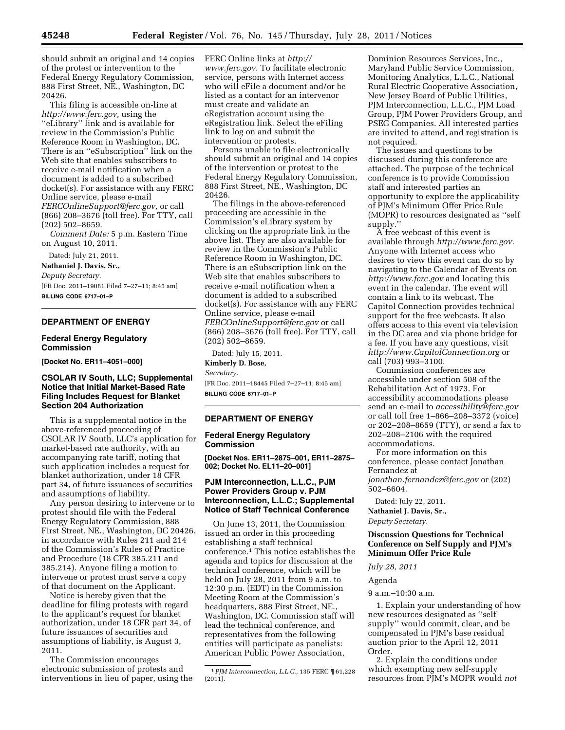should submit an original and 14 copies of the protest or intervention to the Federal Energy Regulatory Commission, 888 First Street, NE., Washington, DC 20426.

This filing is accessible on-line at *http://www.ferc.gov,* using the ''eLibrary'' link and is available for review in the Commission's Public Reference Room in Washington, DC. There is an ''eSubscription'' link on the Web site that enables subscribers to receive e-mail notification when a document is added to a subscribed docket(s). For assistance with any FERC Online service, please e-mail *FERCOnlineSupport@ferc.gov,* or call (866) 208–3676 (toll free). For TTY, call (202) 502–8659.

*Comment Date:* 5 p.m. Eastern Time on August 10, 2011.

Dated: July 21, 2011.

**Nathaniel J. Davis, Sr.,**

*Deputy Secretary.*

[FR Doc. 2011–19081 Filed 7–27–11; 8:45 am]

**BILLING CODE 6717–01–P**

## DEPARTMENT OF ENERGY

### Federal Energy Regulatory Commission

**[Docket No. ER11–4051–000]**

### CSOLAR IV South, LLC; Supplemental Notice that Initial Market-Based Rate Filing Includes Request for Blanket Section 204 Authorization

This is a supplemental notice in the above-referenced proceeding of CSOLAR IV South, LLC's application for market-based rate authority, with an accompanying rate tariff, noting that such application includes a request for blanket authorization, under 18 CFR part 34, of future issuances of securities and assumptions of liability.

Any person desiring to intervene or to protest should file with the Federal Energy Regulatory Commission, 888 First Street, NE., Washington, DC 20426, in accordance with Rules 211 and 214 of the Commission's Rules of Practice and Procedure (18 CFR 385.211 and 385.214). Anyone filing a motion to intervene or protest must serve a copy of that document on the Applicant.

Notice is hereby given that the deadline for filing protests with regard to the applicant's request for blanket authorization, under 18 CFR part 34, of future issuances of securities and assumptions of liability, is August 3, 2011.

The Commission encourages electronic submission of protests and interventions in lieu of paper, using the FERC Online links at *http://www.ferc.gov.* To facilitate electronic service, persons with Internet access who will eFile a document and/or be listed as a contact for an intervenor must create and validate an eRegistration account using the eRegistration link. Select the eFiling link to log on and submit the intervention or protests.

Persons unable to file electronically should submit an original and 14 copies of the intervention or protest to the Federal Energy Regulatory Commission, 888 First Street, NE., Washington, DC 20426.

The filings in the above-referenced proceeding are accessible in the Commission's eLibrary system by clicking on the appropriate link in the above list. They are also available for review in the Commission's Public Reference Room in Washington, DC. There is an eSubscription link on the Web site that enables subscribers to receive e-mail notification when a document is added to a subscribed docket(s). For assistance with any FERC Online service, please e-mail *FERCOnlineSupport@ferc.gov* or call (866) 208–3676 (toll free). For TTY, call (202) 502–8659.

Dated: July 15, 2011.

**Kimberly D. Bose,**

*Secretary.*

[FR Doc. 2011–18445 Filed 7–27–11; 8:45 am]

**BILLING CODE 6717–01–P**

## DEPARTMENT OF ENERGY

### Federal Energy Regulatory Commission

**[Docket Nos. ER11–2875–001, ER11–2875–002; Docket No. EL11–20–001]**

### PJM Interconnection, L.L.C., PJM Power Providers Group v. PJM Interconnection, L.L.C.; Supplemental Notice of Staff Technical Conference

On June 13, 2011, the Commission issued an order in this proceeding establishing a staff technical conference.[1] This notice establishes the agenda and topics for discussion at the technical conference, which will be held on July 28, 2011 from 9 a.m. to 12:30 p.m. (EDT) in the Commission Meeting Room at the Commission's headquarters, 888 First Street, NE., Washington, DC. Commission staff will lead the technical conference, and representatives from the following entities will participate as panelists: American Public Power Association, Dominion Resources Services, Inc., Maryland Public Service Commission, Monitoring Analytics, L.L.C., National Rural Electric Cooperative Association, New Jersey Board of Public Utilities, PJM Interconnection, L.L.C., PJM Load Group, PJM Power Providers Group, and PSEG Companies. All interested parties are invited to attend, and registration is not required.

[1] *PJM Interconnection, L.L.C.,* 135 FERC ¶ 61,228 (2011).

The issues and questions to be discussed during this conference are attached. The purpose of the technical conference is to provide Commission staff and interested parties an opportunity to explore the applicability of PJM's Minimum Offer Price Rule (MOPR) to resources designated as ''self supply.''

A free webcast of this event is available through *http://www.ferc.gov.* Anyone with Internet access who desires to view this event can do so by navigating to the Calendar of Events on *http://www.ferc.gov* and locating this event in the calendar. The event will contain a link to its webcast. The Capitol Connection provides technical support for the free webcasts. It also offers access to this event via television in the DC area and via phone bridge for a fee. If you have any questions, visit *http://www.CapitolConnection.org* or call (703) 993–3100.

Commission conferences are accessible under section 508 of the Rehabilitation Act of 1973. For accessibility accommodations please send an e-mail to *accessibility@ferc.gov* or call toll free 1–866–208–3372 (voice) or 202–208–8659 (TTY), or send a fax to 202–208–2106 with the required accommodations.

For more information on this conference, please contact Jonathan Fernandez at *jonathan.fernandez@ferc.gov* or (202) 502–6604.

Dated: July 22, 2011.

**Nathaniel J. Davis, Sr.,**

*Deputy Secretary.*

### Discussion Questions for Technical Conference on Self Supply and PJM's Minimum Offer Price Rule

*July 28, 2011*

Agenda

9 a.m.–10:30 a.m.

1. Explain your understanding of how new resources designated as ''self supply'' would commit, clear, and be compensated in PJM's base residual auction prior to the April 12, 2011 Order.

2. Explain the conditions under which exempting new self-supply resources from PJM's MOPR would *not*